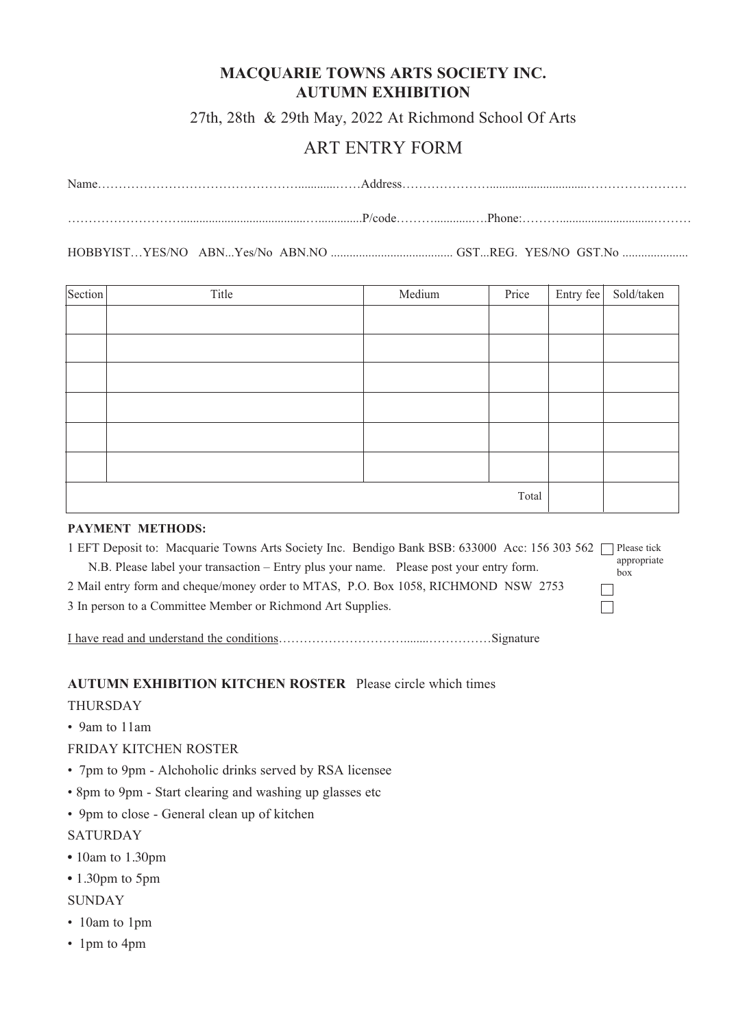# MACQUARIE TOWNS ARTS SOCIETY INC.
# AUTUMN EXHIBITION

27th, 28th & 29th May, 2022 At Richmond School Of Arts

## ART ENTRY FORM

Name…………………………………………..........……Address…………………...............................……………………

……………………….........................................…..............P/code………...........….Phone:………............................………

HOBBYIST…YES/NO ABN...Yes/No ABN.NO ....................................... GST...REG. YES/NO GST.No .....................

| Section | Title | Medium | Price | Entry fee | Sold/taken |
|---|---|---|---|---|---|
| | | | | | |
| | | | | | |
| | | | | | |
| | | | | | |
| | | | | | |
| | | | | | |
| | | | Total | | |

**PAYMENT METHODS:**

Please tick appropriate box

1 EFT Deposit to: Macquarie Towns Arts Society Inc. Bendigo Bank BSB: 633000 Acc: 156 303 562 ☐
N.B. Please label your transaction – Entry plus your name. Please post your entry form.

2 Mail entry form and cheque/money order to MTAS, P.O. Box 1058, RICHMOND NSW 2753 ☐

3 In person to a Committee Member or Richmond Art Supplies. ☐

I have read and understand the conditions……………………………........……………Signature

**AUTUMN EXHIBITION KITCHEN ROSTER** Please circle which times

THURSDAY

- 9am to 11am

FRIDAY KITCHEN ROSTER

- 7pm to 9pm - Alchoholic drinks served by RSA licensee
- 8pm to 9pm - Start clearing and washing up glasses etc
- 9pm to close - General clean up of kitchen

SATURDAY

- 10am to 1.30pm
- 1.30pm to 5pm

SUNDAY

- 10am to 1pm
- 1pm to 4pm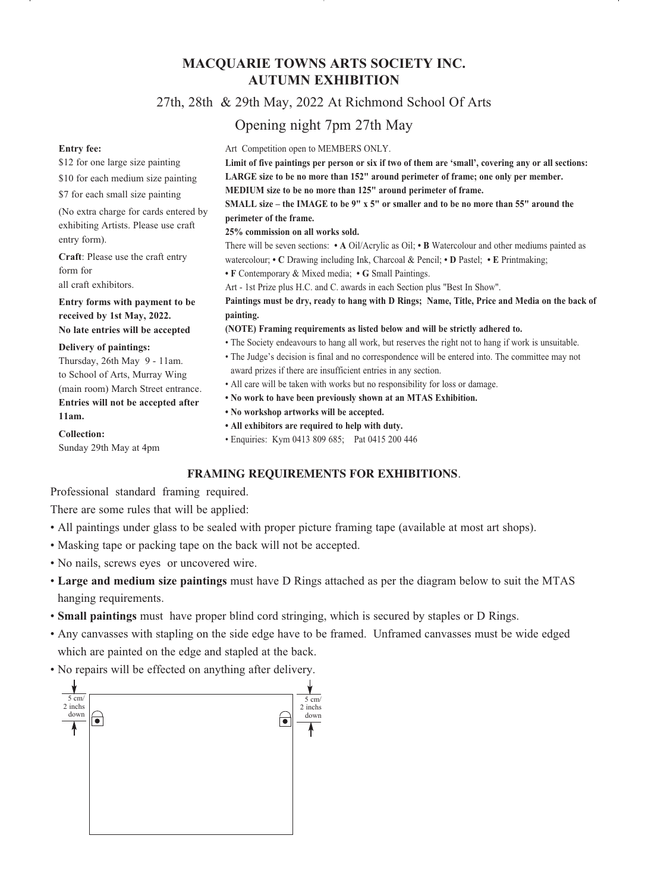# MACQUARIE TOWNS ARTS SOCIETY INC.
# AUTUMN EXHIBITION

27th, 28th & 29th May, 2022 At Richmond School Of Arts

Opening night 7pm 27th May

**Entry fee:**

$12 for one large size painting

$10 for each medium size painting

$7 for each small size painting

(No extra charge for cards entered by exhibiting Artists. Please use craft entry form).

**Craft**: Please use the craft entry form for all craft exhibitors.

**Entry forms with payment to be received by 1st May, 2022.**
**No late entries will be accepted**

**Delivery of paintings:**

Thursday, 26th May 9 - 11am. to School of Arts, Murray Wing (main room) March Street entrance.
**Entries will not be accepted after 11am.**

**Collection:**

Sunday 29th May at 4pm

Art Competition open to MEMBERS ONLY.

**Limit of five paintings per person or six if two of them are 'small', covering any or all sections:**

**LARGE size to be no more than 152" around perimeter of frame; one only per member.**

**MEDIUM size to be no more than 125" around perimeter of frame.**

**SMALL size – the IMAGE to be 9" x 5" or smaller and to be no more than 55" around the perimeter of the frame.**

**25% commission on all works sold.**

There will be seven sections: • **A** Oil/Acrylic as Oil; • **B** Watercolour and other mediums painted as watercolour; • **C** Drawing including Ink, Charcoal & Pencil; • **D** Pastel; • **E** Printmaking; • **F** Contemporary & Mixed media; • **G** Small Paintings.

Art - 1st Prize plus H.C. and C. awards in each Section plus "Best In Show".

**Paintings must be dry, ready to hang with D Rings; Name, Title, Price and Media on the back of painting.**

**(NOTE) Framing requirements as listed below and will be strictly adhered to.**

- The Society endeavours to hang all work, but reserves the right not to hang if work is unsuitable.
- The Judge's decision is final and no correspondence will be entered into. The committee may not award prizes if there are insufficient entries in any section.
- All care will be taken with works but no responsibility for loss or damage.
- **No work to have been previously shown at an MTAS Exhibition.**
- **No workshop artworks will be accepted.**
- **All exhibitors are required to help with duty.**
- Enquiries: Kym 0413 809 685; Pat 0415 200 446

## FRAMING REQUIREMENTS FOR EXHIBITIONS.

Professional standard framing required.

There are some rules that will be applied:

- All paintings under glass to be sealed with proper picture framing tape (available at most art shops).
- Masking tape or packing tape on the back will not be accepted.
- No nails, screws eyes or uncovered wire.
- **Large and medium size paintings** must have D Rings attached as per the diagram below to suit the MTAS hanging requirements.
- **Small paintings** must have proper blind cord stringing, which is secured by staples or D Rings.
- Any canvasses with stapling on the side edge have to be framed. Unframed canvasses must be wide edged which are painted on the edge and stapled at the back.
- No repairs will be effected on anything after delivery.

5 cm/ 2 inchs down

5 cm/ 2 inchs down